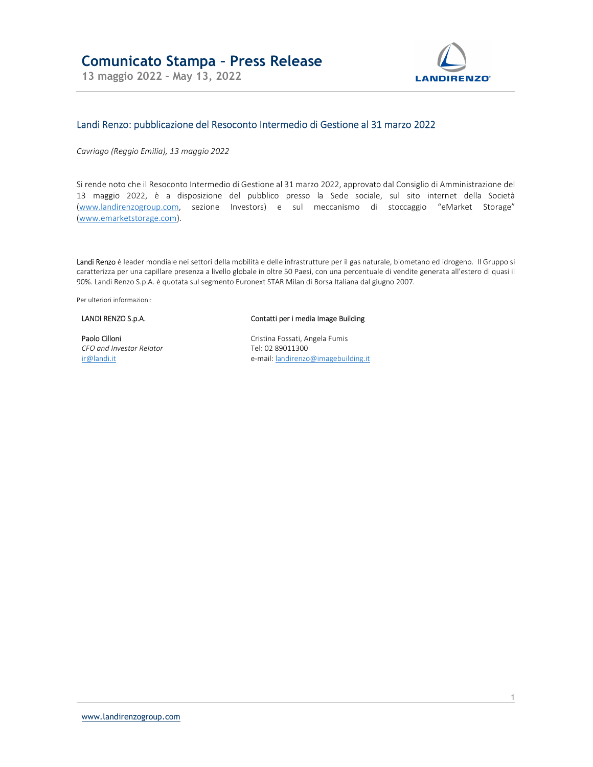# Comunicato Stampa – Press Release

**13 maggio 2022 – May 13, 2022**

## Landi Renzo: pubblicazione del Resoconto Intermedio di Gestione al 31 marzo 2022

*Cavriago (Reggio Emilia), 13 maggio 2022*

Si rende noto che il Resoconto Intermedio di Gestione al 31 marzo 2022, approvato dal Consiglio di Amministrazione del 13 maggio 2022, è a disposizione del pubblico presso la Sede sociale, sul sito internet della Società (www.landirenzogroup.com, sezione Investors) e sul meccanismo di stoccaggio "eMarket Storage" (www.emarketstorage.com).

Landi Renzo è leader mondiale nei settori della mobilità e delle infrastrutture per il gas naturale, biometano ed idrogeno. Il Gruppo si caratterizza per una capillare presenza a livello globale in oltre 50 Paesi, con una percentuale di vendite generata all'estero di quasi il 90%. Landi Renzo S.p.A. è quotata sul segmento Euronext STAR Milan di Borsa Italiana dal giugno 2007.

Per ulteriori informazioni:

LANDI RENZO S.p.A.

Paolo Cilloni
*CFO and Investor Relator*
ir@landi.it

Contatti per i media Image Building

Cristina Fossati, Angela Fumis
Tel: 02 89011300
e-mail: landirenzo@imagebuilding.it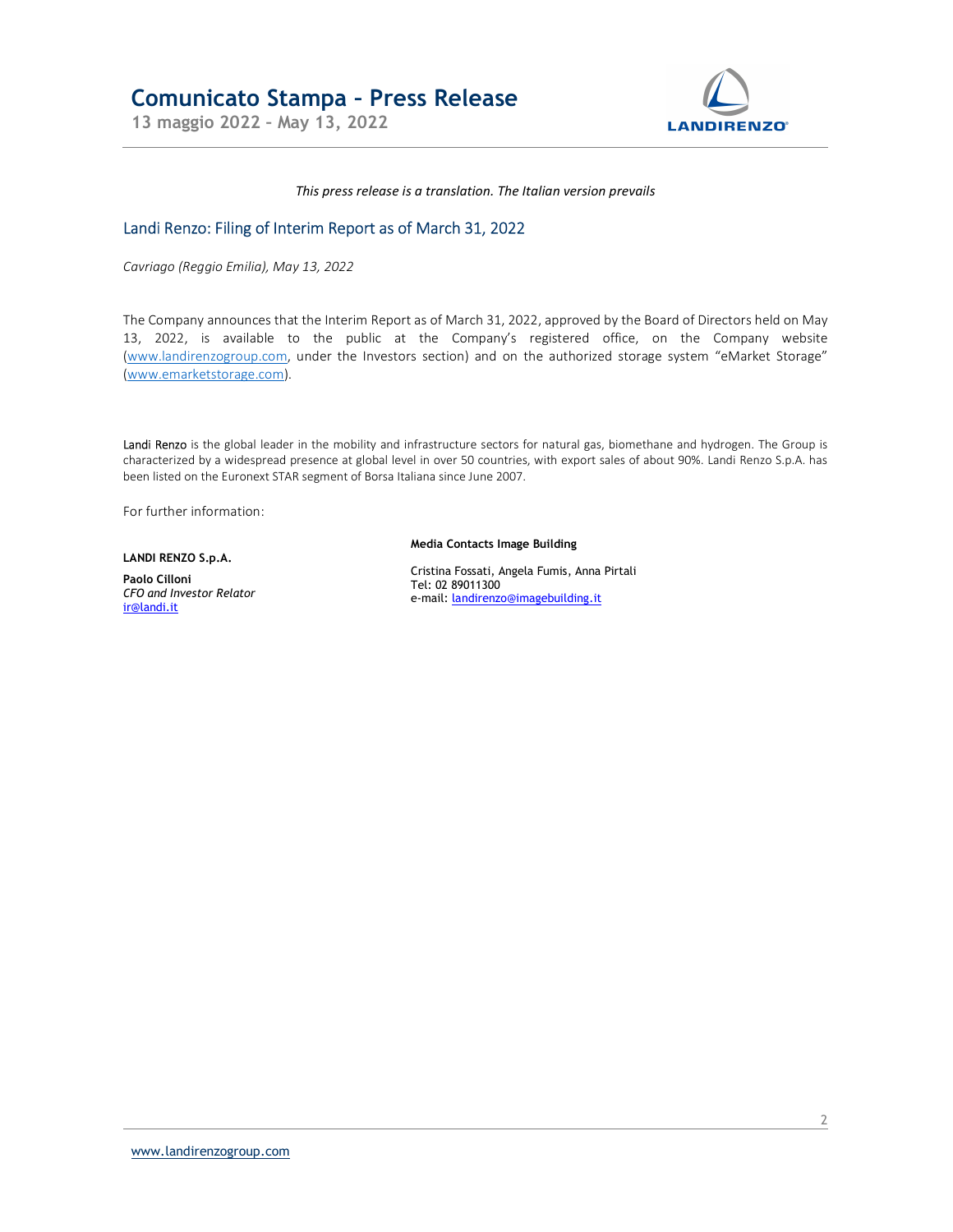# Comunicato Stampa – Press Release

13 maggio 2022 – May 13, 2022

*This press release is a translation. The Italian version prevails*

## Landi Renzo: Filing of Interim Report as of March 31, 2022

*Cavriago (Reggio Emilia), May 13, 2022*

The Company announces that the Interim Report as of March 31, 2022, approved by the Board of Directors held on May 13, 2022, is available to the public at the Company's registered office, on the Company website (www.landirenzogroup.com, under the Investors section) and on the authorized storage system "eMarket Storage" (www.emarketstorage.com).

Landi Renzo is the global leader in the mobility and infrastructure sectors for natural gas, biomethane and hydrogen. The Group is characterized by a widespread presence at global level in over 50 countries, with export sales of about 90%. Landi Renzo S.p.A. has been listed on the Euronext STAR segment of Borsa Italiana since June 2007.

For further information:

**LANDI RENZO S.p.A.**

**Paolo Cilloni**
*CFO and Investor Relator*
ir@landi.it

**Media Contacts Image Building**

Cristina Fossati, Angela Fumis, Anna Pirtali
Tel: 02 89011300
e-mail: landirenzo@imagebuilding.it